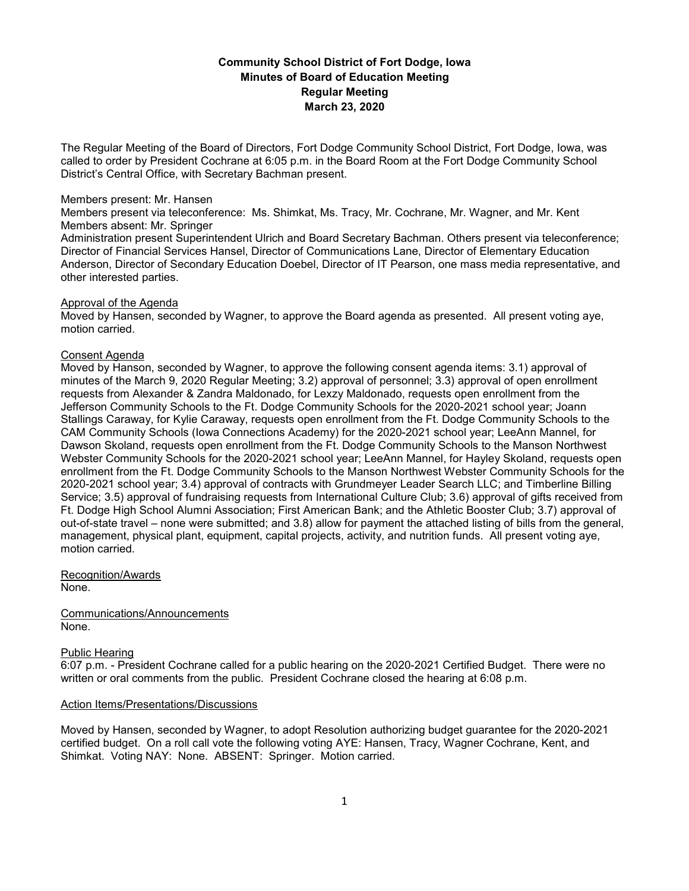**Community School District of Fort Dodge, Iowa**
**Minutes of Board of Education Meeting**
**Regular Meeting**
**March 23, 2020**

The Regular Meeting of the Board of Directors, Fort Dodge Community School District, Fort Dodge, Iowa, was called to order by President Cochrane at 6:05 p.m. in the Board Room at the Fort Dodge Community School District's Central Office, with Secretary Bachman present.

Members present: Mr. Hansen
Members present via teleconference: Ms. Shimkat, Ms. Tracy, Mr. Cochrane, Mr. Wagner, and Mr. Kent
Members absent: Mr. Springer
Administration present Superintendent Ulrich and Board Secretary Bachman. Others present via teleconference; Director of Financial Services Hansel, Director of Communications Lane, Director of Elementary Education Anderson, Director of Secondary Education Doebel, Director of IT Pearson, one mass media representative, and other interested parties.

Approval of the Agenda
Moved by Hansen, seconded by Wagner, to approve the Board agenda as presented. All present voting aye, motion carried.

Consent Agenda
Moved by Hanson, seconded by Wagner, to approve the following consent agenda items: 3.1) approval of minutes of the March 9, 2020 Regular Meeting; 3.2) approval of personnel; 3.3) approval of open enrollment requests from Alexander & Zandra Maldonado, for Lexzy Maldonado, requests open enrollment from the Jefferson Community Schools to the Ft. Dodge Community Schools for the 2020-2021 school year; Joann Stallings Caraway, for Kylie Caraway, requests open enrollment from the Ft. Dodge Community Schools to the CAM Community Schools (Iowa Connections Academy) for the 2020-2021 school year; LeeAnn Mannel, for Dawson Skoland, requests open enrollment from the Ft. Dodge Community Schools to the Manson Northwest Webster Community Schools for the 2020-2021 school year; LeeAnn Mannel, for Hayley Skoland, requests open enrollment from the Ft. Dodge Community Schools to the Manson Northwest Webster Community Schools for the 2020-2021 school year; 3.4) approval of contracts with Grundmeyer Leader Search LLC; and Timberline Billing Service; 3.5) approval of fundraising requests from International Culture Club; 3.6) approval of gifts received from Ft. Dodge High School Alumni Association; First American Bank; and the Athletic Booster Club; 3.7) approval of out-of-state travel – none were submitted; and 3.8) allow for payment the attached listing of bills from the general, management, physical plant, equipment, capital projects, activity, and nutrition funds. All present voting aye, motion carried.

Recognition/Awards
None.

Communications/Announcements
None.

Public Hearing
6:07 p.m. - President Cochrane called for a public hearing on the 2020-2021 Certified Budget. There were no written or oral comments from the public. President Cochrane closed the hearing at 6:08 p.m.

Action Items/Presentations/Discussions

Moved by Hansen, seconded by Wagner, to adopt Resolution authorizing budget guarantee for the 2020-2021 certified budget. On a roll call vote the following voting AYE: Hansen, Tracy, Wagner Cochrane, Kent, and Shimkat. Voting NAY: None. ABSENT: Springer. Motion carried.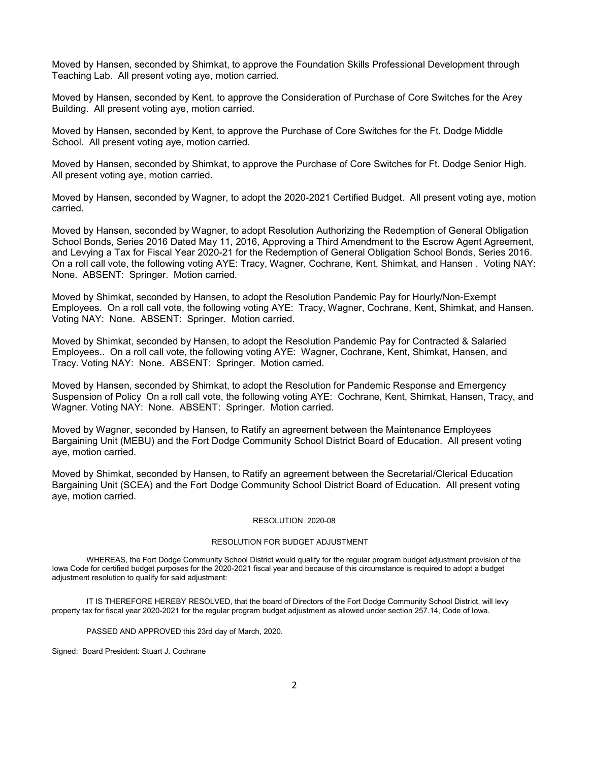Moved by Hansen, seconded by Shimkat, to approve the Foundation Skills Professional Development through Teaching Lab. All present voting aye, motion carried.

Moved by Hansen, seconded by Kent, to approve the Consideration of Purchase of Core Switches for the Arey Building. All present voting aye, motion carried.

Moved by Hansen, seconded by Kent, to approve the Purchase of Core Switches for the Ft. Dodge Middle School. All present voting aye, motion carried.

Moved by Hansen, seconded by Shimkat, to approve the Purchase of Core Switches for Ft. Dodge Senior High. All present voting aye, motion carried.

Moved by Hansen, seconded by Wagner, to adopt the 2020-2021 Certified Budget. All present voting aye, motion carried.

Moved by Hansen, seconded by Wagner, to adopt Resolution Authorizing the Redemption of General Obligation School Bonds, Series 2016 Dated May 11, 2016, Approving a Third Amendment to the Escrow Agent Agreement, and Levying a Tax for Fiscal Year 2020-21 for the Redemption of General Obligation School Bonds, Series 2016. On a roll call vote, the following voting AYE: Tracy, Wagner, Cochrane, Kent, Shimkat, and Hansen . Voting NAY: None. ABSENT: Springer. Motion carried.

Moved by Shimkat, seconded by Hansen, to adopt the Resolution Pandemic Pay for Hourly/Non-Exempt Employees. On a roll call vote, the following voting AYE: Tracy, Wagner, Cochrane, Kent, Shimkat, and Hansen. Voting NAY: None. ABSENT: Springer. Motion carried.

Moved by Shimkat, seconded by Hansen, to adopt the Resolution Pandemic Pay for Contracted & Salaried Employees.. On a roll call vote, the following voting AYE: Wagner, Cochrane, Kent, Shimkat, Hansen, and Tracy. Voting NAY: None. ABSENT: Springer. Motion carried.

Moved by Hansen, seconded by Shimkat, to adopt the Resolution for Pandemic Response and Emergency Suspension of Policy On a roll call vote, the following voting AYE: Cochrane, Kent, Shimkat, Hansen, Tracy, and Wagner. Voting NAY: None. ABSENT: Springer. Motion carried.

Moved by Wagner, seconded by Hansen, to Ratify an agreement between the Maintenance Employees Bargaining Unit (MEBU) and the Fort Dodge Community School District Board of Education. All present voting aye, motion carried.

Moved by Shimkat, seconded by Hansen, to Ratify an agreement between the Secretarial/Clerical Education Bargaining Unit (SCEA) and the Fort Dodge Community School District Board of Education. All present voting aye, motion carried.

RESOLUTION 2020-08

RESOLUTION FOR BUDGET ADJUSTMENT

WHEREAS, the Fort Dodge Community School District would qualify for the regular program budget adjustment provision of the Iowa Code for certified budget purposes for the 2020-2021 fiscal year and because of this circumstance is required to adopt a budget adjustment resolution to qualify for said adjustment:

IT IS THEREFORE HEREBY RESOLVED, that the board of Directors of the Fort Dodge Community School District, will levy property tax for fiscal year 2020-2021 for the regular program budget adjustment as allowed under section 257.14, Code of Iowa.

PASSED AND APPROVED this 23rd day of March, 2020.

Signed: Board President: Stuart J. Cochrane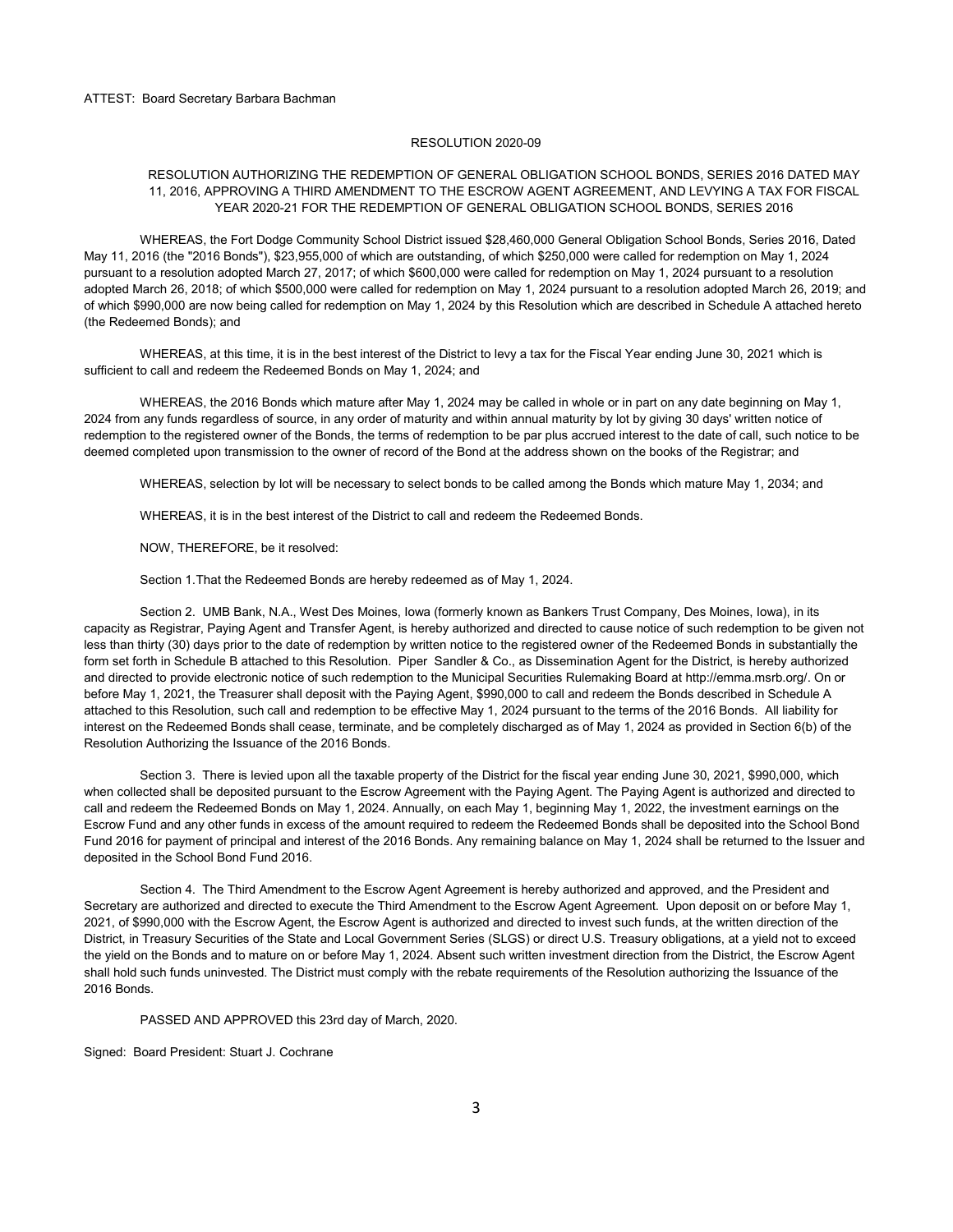ATTEST: Board Secretary Barbara Bachman

RESOLUTION 2020-09

RESOLUTION AUTHORIZING THE REDEMPTION OF GENERAL OBLIGATION SCHOOL BONDS, SERIES 2016 DATED MAY 11, 2016, APPROVING A THIRD AMENDMENT TO THE ESCROW AGENT AGREEMENT, AND LEVYING A TAX FOR FISCAL YEAR 2020-21 FOR THE REDEMPTION OF GENERAL OBLIGATION SCHOOL BONDS, SERIES 2016

WHEREAS, the Fort Dodge Community School District issued $28,460,000 General Obligation School Bonds, Series 2016, Dated May 11, 2016 (the "2016 Bonds"), $23,955,000 of which are outstanding, of which $250,000 were called for redemption on May 1, 2024 pursuant to a resolution adopted March 27, 2017; of which $600,000 were called for redemption on May 1, 2024 pursuant to a resolution adopted March 26, 2018; of which $500,000 were called for redemption on May 1, 2024 pursuant to a resolution adopted March 26, 2019; and of which $990,000 are now being called for redemption on May 1, 2024 by this Resolution which are described in Schedule A attached hereto (the Redeemed Bonds); and

WHEREAS, at this time, it is in the best interest of the District to levy a tax for the Fiscal Year ending June 30, 2021 which is sufficient to call and redeem the Redeemed Bonds on May 1, 2024; and

WHEREAS, the 2016 Bonds which mature after May 1, 2024 may be called in whole or in part on any date beginning on May 1, 2024 from any funds regardless of source, in any order of maturity and within annual maturity by lot by giving 30 days' written notice of redemption to the registered owner of the Bonds, the terms of redemption to be par plus accrued interest to the date of call, such notice to be deemed completed upon transmission to the owner of record of the Bond at the address shown on the books of the Registrar; and

WHEREAS, selection by lot will be necessary to select bonds to be called among the Bonds which mature May 1, 2034; and

WHEREAS, it is in the best interest of the District to call and redeem the Redeemed Bonds.

NOW, THEREFORE, be it resolved:

Section 1.That the Redeemed Bonds are hereby redeemed as of May 1, 2024.

Section 2. UMB Bank, N.A., West Des Moines, Iowa (formerly known as Bankers Trust Company, Des Moines, Iowa), in its capacity as Registrar, Paying Agent and Transfer Agent, is hereby authorized and directed to cause notice of such redemption to be given not less than thirty (30) days prior to the date of redemption by written notice to the registered owner of the Redeemed Bonds in substantially the form set forth in Schedule B attached to this Resolution. Piper Sandler & Co., as Dissemination Agent for the District, is hereby authorized and directed to provide electronic notice of such redemption to the Municipal Securities Rulemaking Board at http://emma.msrb.org/. On or before May 1, 2021, the Treasurer shall deposit with the Paying Agent, $990,000 to call and redeem the Bonds described in Schedule A attached to this Resolution, such call and redemption to be effective May 1, 2024 pursuant to the terms of the 2016 Bonds. All liability for interest on the Redeemed Bonds shall cease, terminate, and be completely discharged as of May 1, 2024 as provided in Section 6(b) of the Resolution Authorizing the Issuance of the 2016 Bonds.

Section 3. There is levied upon all the taxable property of the District for the fiscal year ending June 30, 2021, $990,000, which when collected shall be deposited pursuant to the Escrow Agreement with the Paying Agent. The Paying Agent is authorized and directed to call and redeem the Redeemed Bonds on May 1, 2024. Annually, on each May 1, beginning May 1, 2022, the investment earnings on the Escrow Fund and any other funds in excess of the amount required to redeem the Redeemed Bonds shall be deposited into the School Bond Fund 2016 for payment of principal and interest of the 2016 Bonds. Any remaining balance on May 1, 2024 shall be returned to the Issuer and deposited in the School Bond Fund 2016.

Section 4. The Third Amendment to the Escrow Agent Agreement is hereby authorized and approved, and the President and Secretary are authorized and directed to execute the Third Amendment to the Escrow Agent Agreement. Upon deposit on or before May 1, 2021, of $990,000 with the Escrow Agent, the Escrow Agent is authorized and directed to invest such funds, at the written direction of the District, in Treasury Securities of the State and Local Government Series (SLGS) or direct U.S. Treasury obligations, at a yield not to exceed the yield on the Bonds and to mature on or before May 1, 2024. Absent such written investment direction from the District, the Escrow Agent shall hold such funds uninvested. The District must comply with the rebate requirements of the Resolution authorizing the Issuance of the 2016 Bonds.

PASSED AND APPROVED this 23rd day of March, 2020.

Signed: Board President: Stuart J. Cochrane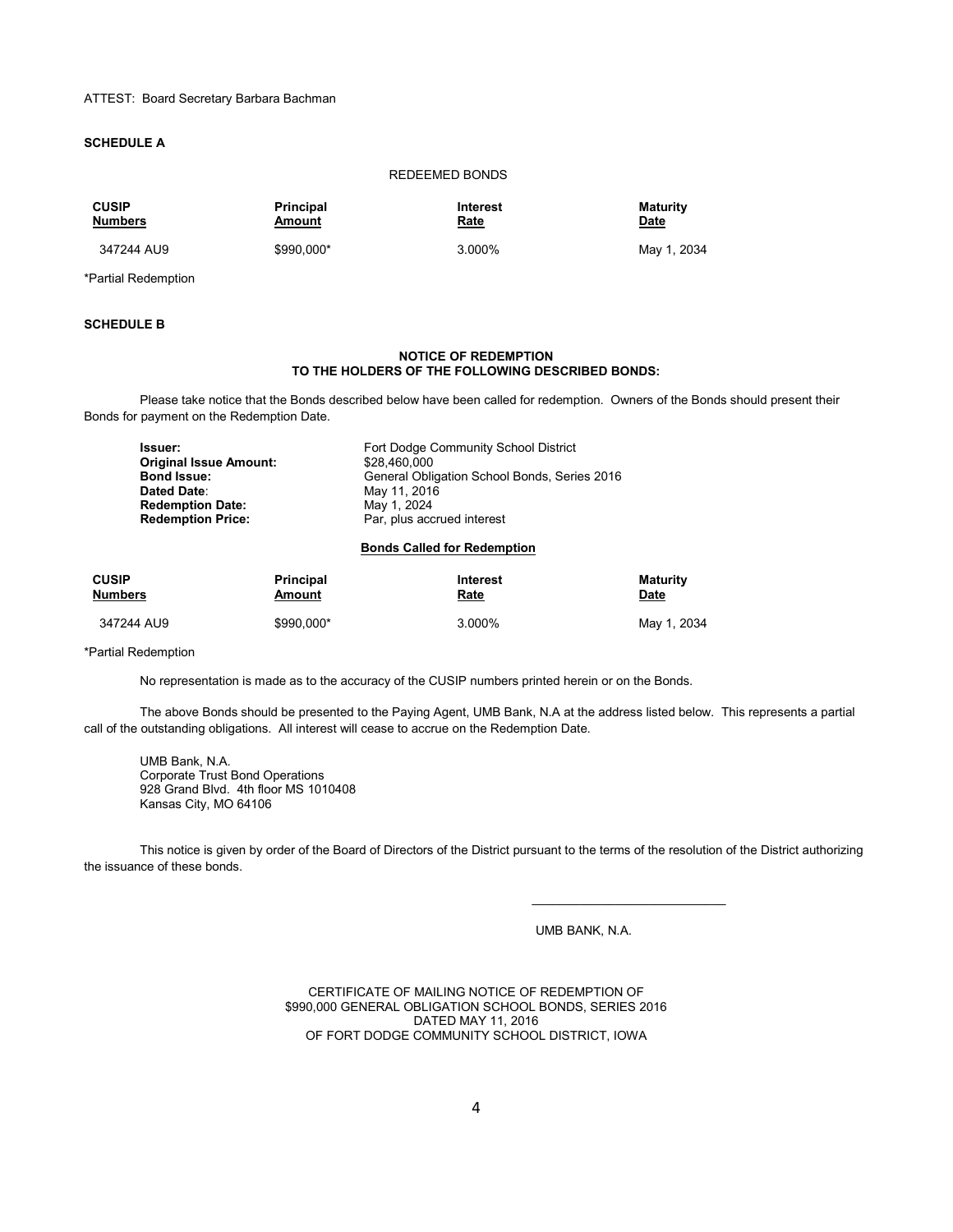ATTEST: Board Secretary Barbara Bachman

**SCHEDULE A**

REDEEMED BONDS

| CUSIP Numbers | Principal Amount | Interest Rate | Maturity Date |
|---|---|---|---|
| 347244 AU9 | $990,000* | 3.000% | May 1, 2034 |

*Partial Redemption

**SCHEDULE B**

**NOTICE OF REDEMPTION**
**TO THE HOLDERS OF THE FOLLOWING DESCRIBED BONDS:**

Please take notice that the Bonds described below have been called for redemption. Owners of the Bonds should present their Bonds for payment on the Redemption Date.

**Issuer:** Fort Dodge Community School District
**Original Issue Amount:** $28,460,000
**Bond Issue:** General Obligation School Bonds, Series 2016
**Dated Date**: May 11, 2016
**Redemption Date:** May 1, 2024
**Redemption Price:** Par, plus accrued interest

**Bonds Called for Redemption**

| CUSIP Numbers | Principal Amount | Interest Rate | Maturity Date |
|---|---|---|---|
| 347244 AU9 | $990,000* | 3.000% | May 1, 2034 |

*Partial Redemption

No representation is made as to the accuracy of the CUSIP numbers printed herein or on the Bonds.

The above Bonds should be presented to the Paying Agent, UMB Bank, N.A at the address listed below. This represents a partial call of the outstanding obligations. All interest will cease to accrue on the Redemption Date.

UMB Bank, N.A.
Corporate Trust Bond Operations
928 Grand Blvd. 4th floor MS 1010408
Kansas City, MO 64106

This notice is given by order of the Board of Directors of the District pursuant to the terms of the resolution of the District authorizing the issuance of these bonds.

\_\_\_\_\_\_\_\_\_\_\_\_\_\_\_\_\_\_\_\_\_\_\_\_\_\_\_\_

UMB BANK, N.A.

CERTIFICATE OF MAILING NOTICE OF REDEMPTION OF
$990,000 GENERAL OBLIGATION SCHOOL BONDS, SERIES 2016
DATED MAY 11, 2016
OF FORT DODGE COMMUNITY SCHOOL DISTRICT, IOWA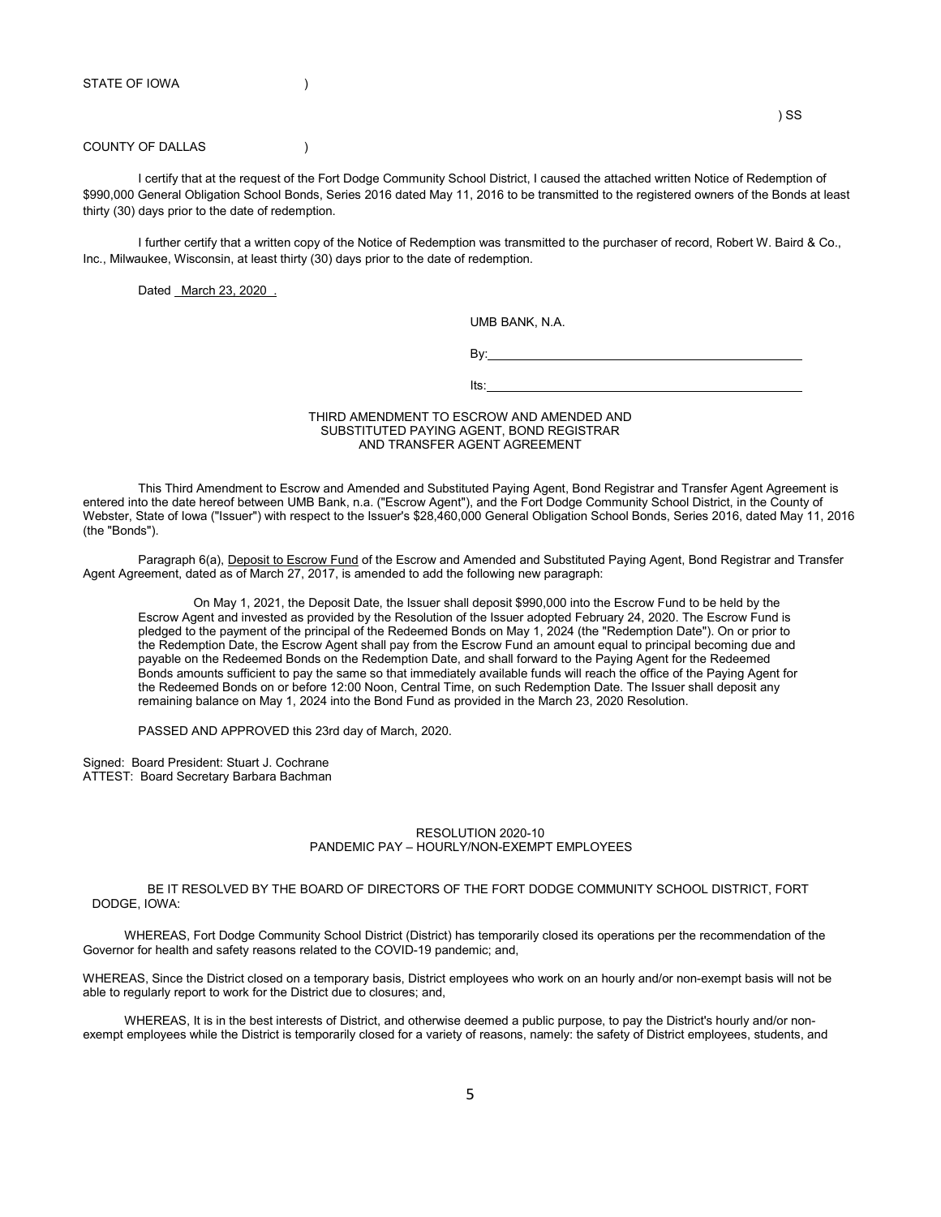STATE OF IOWA )

) SS

COUNTY OF DALLAS )

I certify that at the request of the Fort Dodge Community School District, I caused the attached written Notice of Redemption of $990,000 General Obligation School Bonds, Series 2016 dated May 11, 2016 to be transmitted to the registered owners of the Bonds at least thirty (30) days prior to the date of redemption.

I further certify that a written copy of the Notice of Redemption was transmitted to the purchaser of record, Robert W. Baird & Co., Inc., Milwaukee, Wisconsin, at least thirty (30) days prior to the date of redemption.

Dated March 23, 2020 .

UMB BANK, N.A.

By:\_\_\_\_\_\_\_\_\_\_\_\_\_\_\_\_\_\_\_\_\_\_\_\_\_\_\_\_\_\_\_\_\_\_\_\_\_\_\_\_

Its:\_\_\_\_\_\_\_\_\_\_\_\_\_\_\_\_\_\_\_\_\_\_\_\_\_\_\_\_\_\_\_\_\_\_\_\_\_\_\_\_

THIRD AMENDMENT TO ESCROW AND AMENDED AND SUBSTITUTED PAYING AGENT, BOND REGISTRAR AND TRANSFER AGENT AGREEMENT

This Third Amendment to Escrow and Amended and Substituted Paying Agent, Bond Registrar and Transfer Agent Agreement is entered into the date hereof between UMB Bank, n.a. ("Escrow Agent"), and the Fort Dodge Community School District, in the County of Webster, State of Iowa ("Issuer") with respect to the Issuer's $28,460,000 General Obligation School Bonds, Series 2016, dated May 11, 2016 (the "Bonds").

Paragraph 6(a), Deposit to Escrow Fund of the Escrow and Amended and Substituted Paying Agent, Bond Registrar and Transfer Agent Agreement, dated as of March 27, 2017, is amended to add the following new paragraph:

> On May 1, 2021, the Deposit Date, the Issuer shall deposit $990,000 into the Escrow Fund to be held by the Escrow Agent and invested as provided by the Resolution of the Issuer adopted February 24, 2020. The Escrow Fund is pledged to the payment of the principal of the Redeemed Bonds on May 1, 2024 (the "Redemption Date"). On or prior to the Redemption Date, the Escrow Agent shall pay from the Escrow Fund an amount equal to principal becoming due and payable on the Redeemed Bonds on the Redemption Date, and shall forward to the Paying Agent for the Redeemed Bonds amounts sufficient to pay the same so that immediately available funds will reach the office of the Paying Agent for the Redeemed Bonds on or before 12:00 Noon, Central Time, on such Redemption Date. The Issuer shall deposit any remaining balance on May 1, 2024 into the Bond Fund as provided in the March 23, 2020 Resolution.

PASSED AND APPROVED this 23rd day of March, 2020.

Signed: Board President: Stuart J. Cochrane
ATTEST: Board Secretary Barbara Bachman

RESOLUTION 2020-10
PANDEMIC PAY – HOURLY/NON-EXEMPT EMPLOYEES

BE IT RESOLVED BY THE BOARD OF DIRECTORS OF THE FORT DODGE COMMUNITY SCHOOL DISTRICT, FORT DODGE, IOWA:

WHEREAS, Fort Dodge Community School District (District) has temporarily closed its operations per the recommendation of the Governor for health and safety reasons related to the COVID-19 pandemic; and,

WHEREAS, Since the District closed on a temporary basis, District employees who work on an hourly and/or non-exempt basis will not be able to regularly report to work for the District due to closures; and,

WHEREAS, It is in the best interests of District, and otherwise deemed a public purpose, to pay the District's hourly and/or non-exempt employees while the District is temporarily closed for a variety of reasons, namely: the safety of District employees, students, and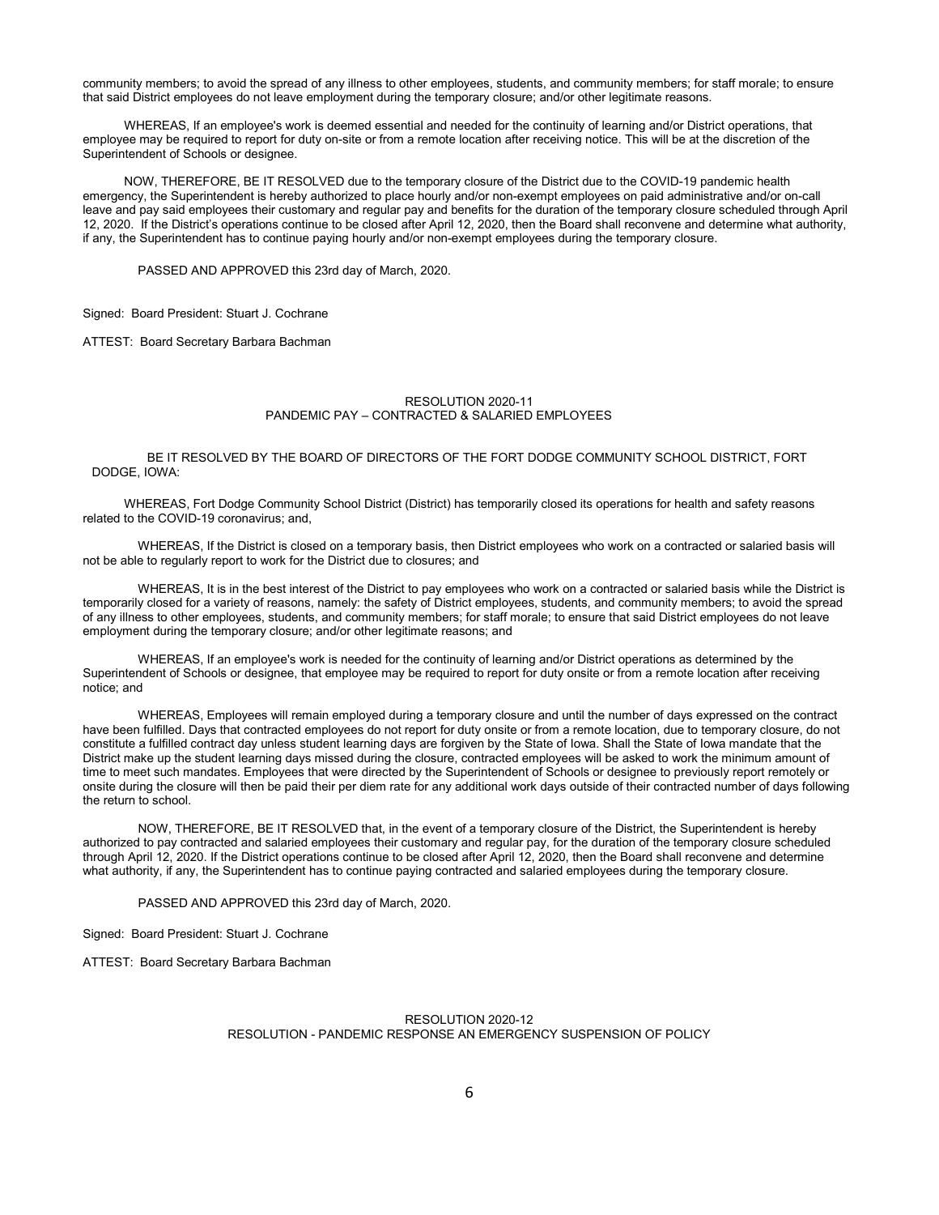community members; to avoid the spread of any illness to other employees, students, and community members; for staff morale; to ensure that said District employees do not leave employment during the temporary closure; and/or other legitimate reasons.

WHEREAS, If an employee's work is deemed essential and needed for the continuity of learning and/or District operations, that employee may be required to report for duty on-site or from a remote location after receiving notice. This will be at the discretion of the Superintendent of Schools or designee.

NOW, THEREFORE, BE IT RESOLVED due to the temporary closure of the District due to the COVID-19 pandemic health emergency, the Superintendent is hereby authorized to place hourly and/or non-exempt employees on paid administrative and/or on-call leave and pay said employees their customary and regular pay and benefits for the duration of the temporary closure scheduled through April 12, 2020. If the District's operations continue to be closed after April 12, 2020, then the Board shall reconvene and determine what authority, if any, the Superintendent has to continue paying hourly and/or non-exempt employees during the temporary closure.

PASSED AND APPROVED this 23rd day of March, 2020.

Signed: Board President: Stuart J. Cochrane

ATTEST: Board Secretary Barbara Bachman

## RESOLUTION 2020-11
## PANDEMIC PAY – CONTRACTED & SALARIED EMPLOYEES

BE IT RESOLVED BY THE BOARD OF DIRECTORS OF THE FORT DODGE COMMUNITY SCHOOL DISTRICT, FORT DODGE, IOWA:

WHEREAS, Fort Dodge Community School District (District) has temporarily closed its operations for health and safety reasons related to the COVID-19 coronavirus; and,

WHEREAS, If the District is closed on a temporary basis, then District employees who work on a contracted or salaried basis will not be able to regularly report to work for the District due to closures; and

WHEREAS, It is in the best interest of the District to pay employees who work on a contracted or salaried basis while the District is temporarily closed for a variety of reasons, namely: the safety of District employees, students, and community members; to avoid the spread of any illness to other employees, students, and community members; for staff morale; to ensure that said District employees do not leave employment during the temporary closure; and/or other legitimate reasons; and

WHEREAS, If an employee's work is needed for the continuity of learning and/or District operations as determined by the Superintendent of Schools or designee, that employee may be required to report for duty onsite or from a remote location after receiving notice; and

WHEREAS, Employees will remain employed during a temporary closure and until the number of days expressed on the contract have been fulfilled. Days that contracted employees do not report for duty onsite or from a remote location, due to temporary closure, do not constitute a fulfilled contract day unless student learning days are forgiven by the State of Iowa. Shall the State of Iowa mandate that the District make up the student learning days missed during the closure, contracted employees will be asked to work the minimum amount of time to meet such mandates. Employees that were directed by the Superintendent of Schools or designee to previously report remotely or onsite during the closure will then be paid their per diem rate for any additional work days outside of their contracted number of days following the return to school.

NOW, THEREFORE, BE IT RESOLVED that, in the event of a temporary closure of the District, the Superintendent is hereby authorized to pay contracted and salaried employees their customary and regular pay, for the duration of the temporary closure scheduled through April 12, 2020. If the District operations continue to be closed after April 12, 2020, then the Board shall reconvene and determine what authority, if any, the Superintendent has to continue paying contracted and salaried employees during the temporary closure.

PASSED AND APPROVED this 23rd day of March, 2020.

Signed: Board President: Stuart J. Cochrane

ATTEST: Board Secretary Barbara Bachman

## RESOLUTION 2020-12
## RESOLUTION - PANDEMIC RESPONSE AN EMERGENCY SUSPENSION OF POLICY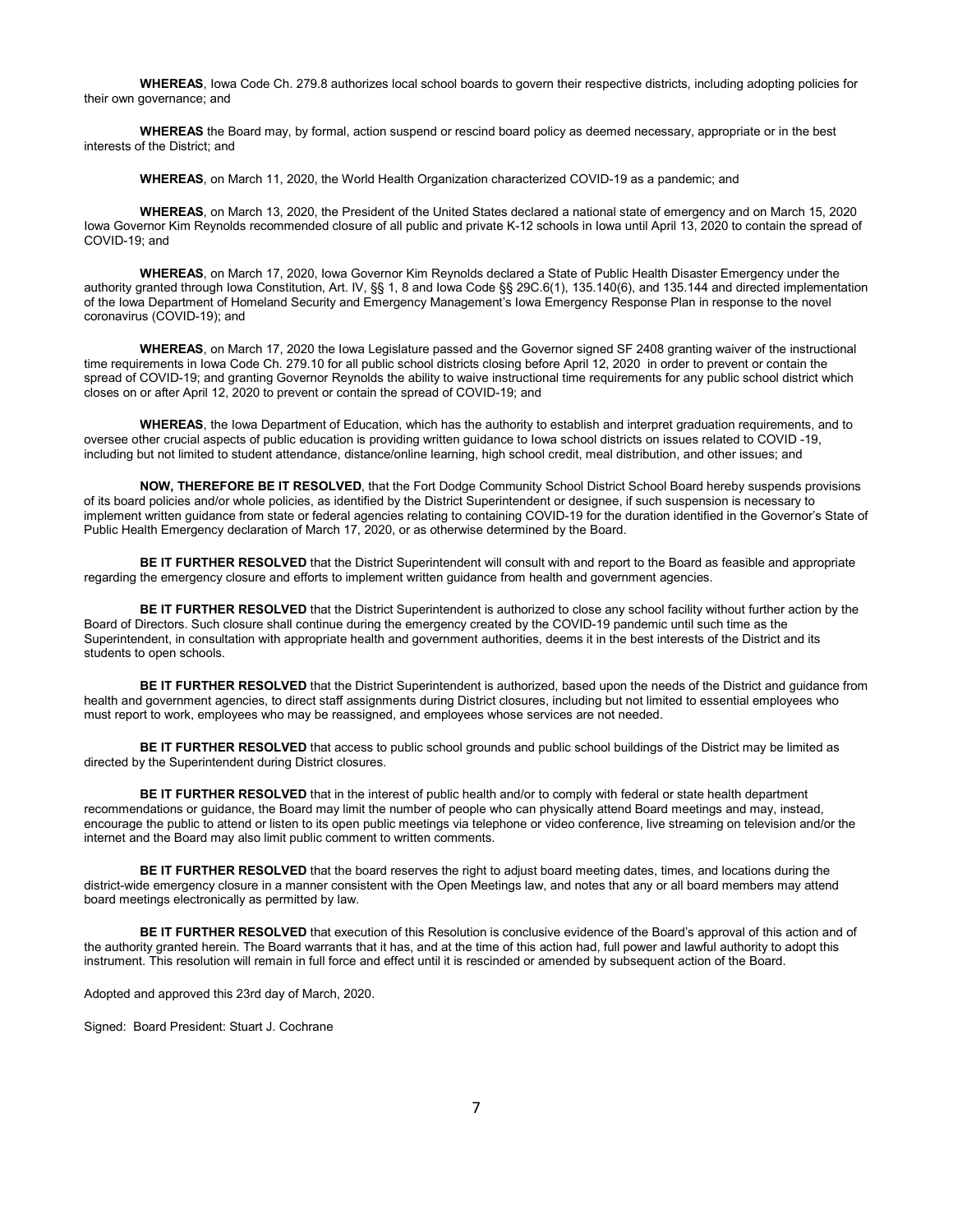**WHEREAS**, Iowa Code Ch. 279.8 authorizes local school boards to govern their respective districts, including adopting policies for their own governance; and

**WHEREAS** the Board may, by formal, action suspend or rescind board policy as deemed necessary, appropriate or in the best interests of the District; and

**WHEREAS**, on March 11, 2020, the World Health Organization characterized COVID-19 as a pandemic; and

**WHEREAS**, on March 13, 2020, the President of the United States declared a national state of emergency and on March 15, 2020 Iowa Governor Kim Reynolds recommended closure of all public and private K-12 schools in Iowa until April 13, 2020 to contain the spread of COVID-19; and

**WHEREAS**, on March 17, 2020, Iowa Governor Kim Reynolds declared a State of Public Health Disaster Emergency under the authority granted through Iowa Constitution, Art. IV, §§ 1, 8 and Iowa Code §§ 29C.6(1), 135.140(6), and 135.144 and directed implementation of the Iowa Department of Homeland Security and Emergency Management's Iowa Emergency Response Plan in response to the novel coronavirus (COVID-19); and

**WHEREAS**, on March 17, 2020 the Iowa Legislature passed and the Governor signed SF 2408 granting waiver of the instructional time requirements in Iowa Code Ch. 279.10 for all public school districts closing before April 12, 2020 in order to prevent or contain the spread of COVID-19; and granting Governor Reynolds the ability to waive instructional time requirements for any public school district which closes on or after April 12, 2020 to prevent or contain the spread of COVID-19; and

**WHEREAS**, the Iowa Department of Education, which has the authority to establish and interpret graduation requirements, and to oversee other crucial aspects of public education is providing written guidance to Iowa school districts on issues related to COVID -19, including but not limited to student attendance, distance/online learning, high school credit, meal distribution, and other issues; and

**NOW, THEREFORE BE IT RESOLVED**, that the Fort Dodge Community School District School Board hereby suspends provisions of its board policies and/or whole policies, as identified by the District Superintendent or designee, if such suspension is necessary to implement written guidance from state or federal agencies relating to containing COVID-19 for the duration identified in the Governor's State of Public Health Emergency declaration of March 17, 2020, or as otherwise determined by the Board.

**BE IT FURTHER RESOLVED** that the District Superintendent will consult with and report to the Board as feasible and appropriate regarding the emergency closure and efforts to implement written guidance from health and government agencies.

**BE IT FURTHER RESOLVED** that the District Superintendent is authorized to close any school facility without further action by the Board of Directors. Such closure shall continue during the emergency created by the COVID-19 pandemic until such time as the Superintendent, in consultation with appropriate health and government authorities, deems it in the best interests of the District and its students to open schools.

**BE IT FURTHER RESOLVED** that the District Superintendent is authorized, based upon the needs of the District and guidance from health and government agencies, to direct staff assignments during District closures, including but not limited to essential employees who must report to work, employees who may be reassigned, and employees whose services are not needed.

**BE IT FURTHER RESOLVED** that access to public school grounds and public school buildings of the District may be limited as directed by the Superintendent during District closures.

**BE IT FURTHER RESOLVED** that in the interest of public health and/or to comply with federal or state health department recommendations or guidance, the Board may limit the number of people who can physically attend Board meetings and may, instead, encourage the public to attend or listen to its open public meetings via telephone or video conference, live streaming on television and/or the internet and the Board may also limit public comment to written comments.

**BE IT FURTHER RESOLVED** that the board reserves the right to adjust board meeting dates, times, and locations during the district-wide emergency closure in a manner consistent with the Open Meetings law, and notes that any or all board members may attend board meetings electronically as permitted by law.

**BE IT FURTHER RESOLVED** that execution of this Resolution is conclusive evidence of the Board's approval of this action and of the authority granted herein. The Board warrants that it has, and at the time of this action had, full power and lawful authority to adopt this instrument. This resolution will remain in full force and effect until it is rescinded or amended by subsequent action of the Board.

Adopted and approved this 23rd day of March, 2020.

Signed: Board President: Stuart J. Cochrane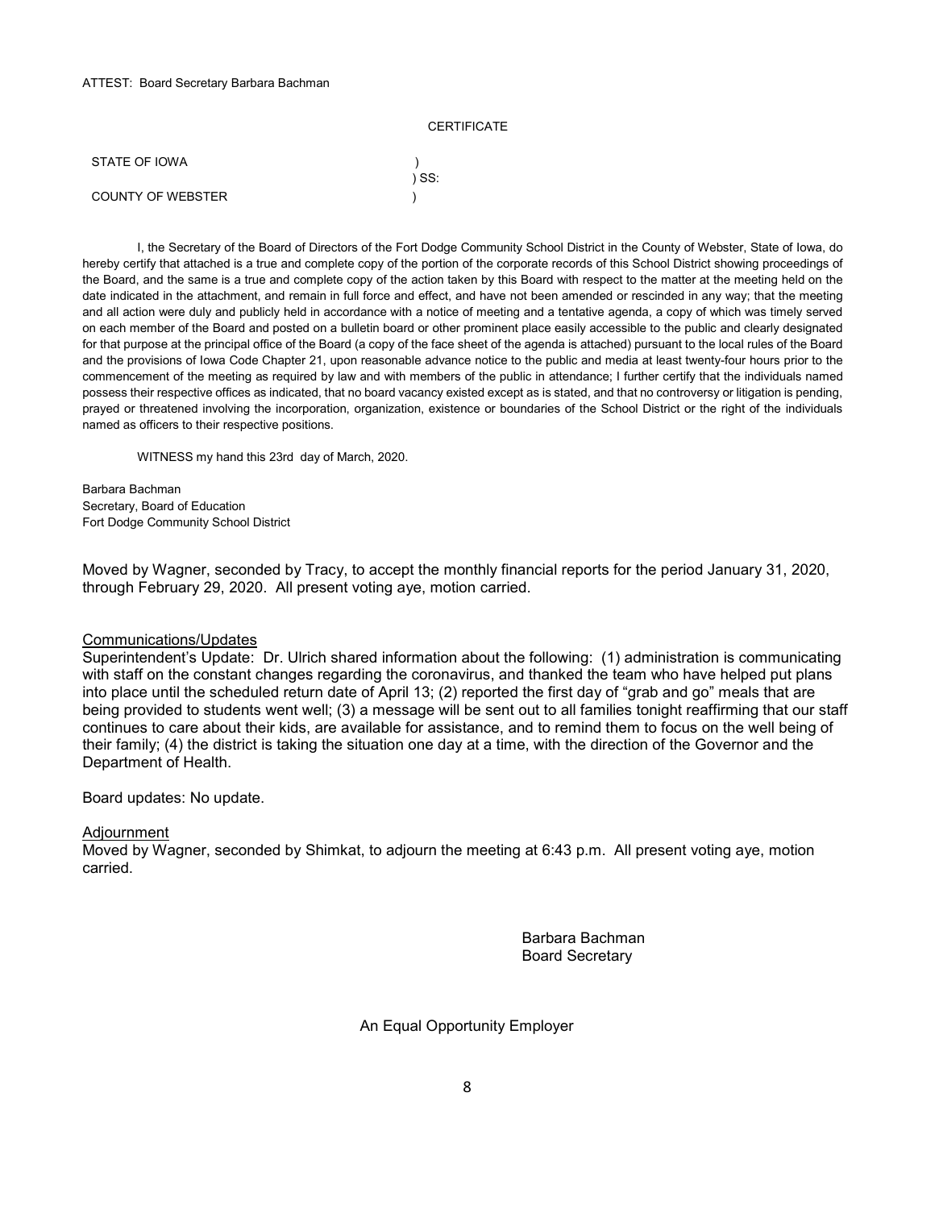ATTEST: Board Secretary Barbara Bachman

CERTIFICATE

| | |
|---|---|
| STATE OF IOWA | ) |
| | ) SS: |
| COUNTY OF WEBSTER | ) |

I, the Secretary of the Board of Directors of the Fort Dodge Community School District in the County of Webster, State of Iowa, do hereby certify that attached is a true and complete copy of the portion of the corporate records of this School District showing proceedings of the Board, and the same is a true and complete copy of the action taken by this Board with respect to the matter at the meeting held on the date indicated in the attachment, and remain in full force and effect, and have not been amended or rescinded in any way; that the meeting and all action were duly and publicly held in accordance with a notice of meeting and a tentative agenda, a copy of which was timely served on each member of the Board and posted on a bulletin board or other prominent place easily accessible to the public and clearly designated for that purpose at the principal office of the Board (a copy of the face sheet of the agenda is attached) pursuant to the local rules of the Board and the provisions of Iowa Code Chapter 21, upon reasonable advance notice to the public and media at least twenty-four hours prior to the commencement of the meeting as required by law and with members of the public in attendance; I further certify that the individuals named possess their respective offices as indicated, that no board vacancy existed except as is stated, and that no controversy or litigation is pending, prayed or threatened involving the incorporation, organization, existence or boundaries of the School District or the right of the individuals named as officers to their respective positions.

WITNESS my hand this 23rd day of March, 2020.

Barbara Bachman
Secretary, Board of Education
Fort Dodge Community School District

Moved by Wagner, seconded by Tracy, to accept the monthly financial reports for the period January 31, 2020, through February 29, 2020. All present voting aye, motion carried.

## Communications/Updates

Superintendent's Update: Dr. Ulrich shared information about the following: (1) administration is communicating with staff on the constant changes regarding the coronavirus, and thanked the team who have helped put plans into place until the scheduled return date of April 13; (2) reported the first day of "grab and go" meals that are being provided to students went well; (3) a message will be sent out to all families tonight reaffirming that our staff continues to care about their kids, are available for assistance, and to remind them to focus on the well being of their family; (4) the district is taking the situation one day at a time, with the direction of the Governor and the Department of Health.

Board updates: No update.

## Adjournment

Moved by Wagner, seconded by Shimkat, to adjourn the meeting at 6:43 p.m. All present voting aye, motion carried.

Barbara Bachman
Board Secretary

An Equal Opportunity Employer